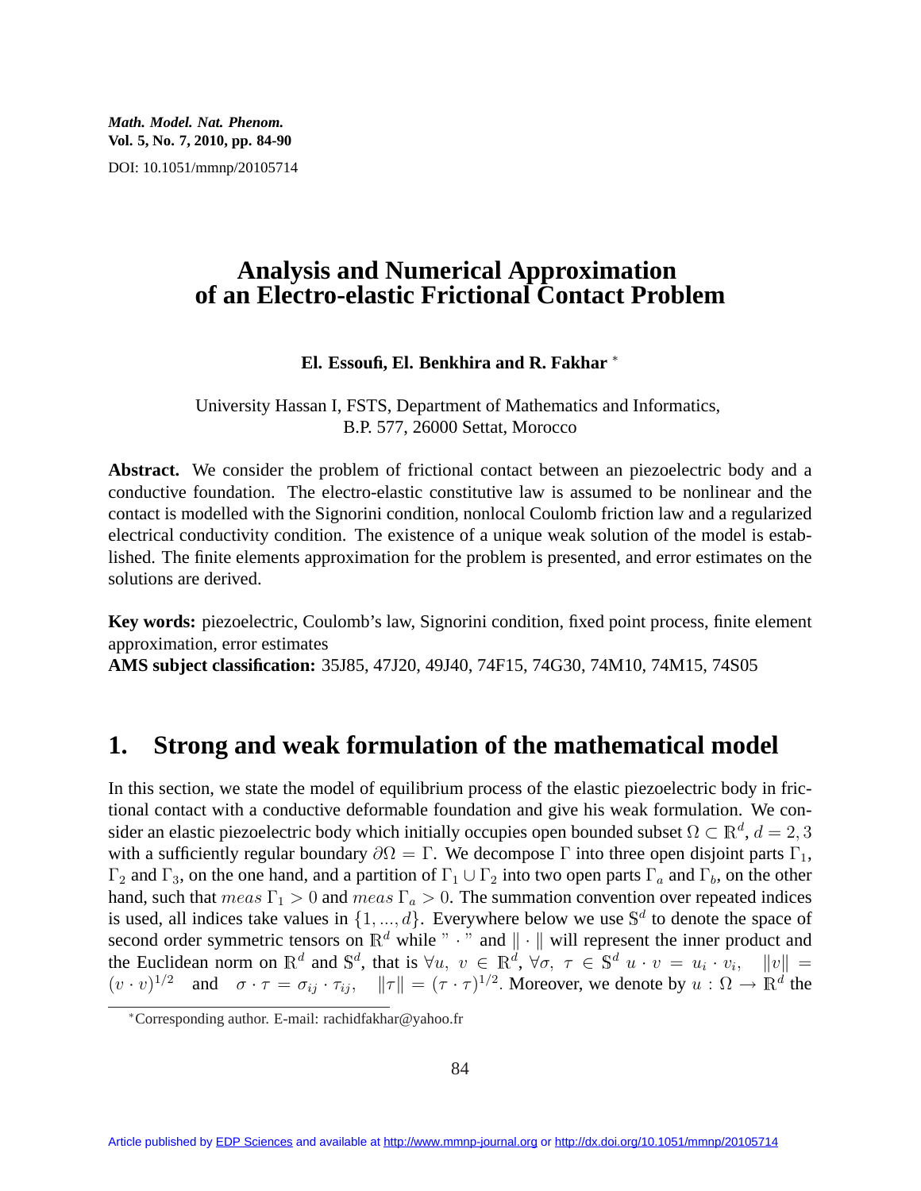# Analysis and Numerical Approximation of an Electro-elastic Frictional Contact Problem

**El. Essoufi, El. Benkhira and R. Fakhar** [*]

University Hassan I, FSTS, Department of Mathematics and Informatics,
B.P. 577, 26000 Settat, Morocco

**Abstract.** We consider the problem of frictional contact between an piezoelectric body and a conductive foundation. The electro-elastic constitutive law is assumed to be nonlinear and the contact is modelled with the Signorini condition, nonlocal Coulomb friction law and a regularized electrical conductivity condition. The existence of a unique weak solution of the model is established. The finite elements approximation for the problem is presented, and error estimates on the solutions are derived.

**Key words:** piezoelectric, Coulomb's law, Signorini condition, fixed point process, finite element approximation, error estimates

**AMS subject classification:** 35J85, 47J20, 49J40, 74F15, 74G30, 74M10, 74M15, 74S05

## 1. Strong and weak formulation of the mathematical model

In this section, we state the model of equilibrium process of the elastic piezoelectric body in frictional contact with a conductive deformable foundation and give his weak formulation. We consider an elastic piezoelectric body which initially occupies open bounded subset $\Omega \subset \mathbb{R}^d$, $d = 2, 3$ with a sufficiently regular boundary $\partial\Omega = \Gamma$. We decompose $\Gamma$ into three open disjoint parts $\Gamma_1$, $\Gamma_2$ and $\Gamma_3$, on the one hand, and a partition of $\Gamma_1 \cup \Gamma_2$ into two open parts $\Gamma_a$ and $\Gamma_b$, on the other hand, such that $meas\ \Gamma_1 > 0$ and $meas\ \Gamma_a > 0$. The summation convention over repeated indices is used, all indices take values in $\{1, ..., d\}$. Everywhere below we use $\mathbb{S}^d$ to denote the space of second order symmetric tensors on $\mathbb{R}^d$ while " $\cdot$ " and $\|\cdot\|$ will represent the inner product and the Euclidean norm on $\mathbb{R}^d$ and $\mathbb{S}^d$, that is $\forall u,\ v \in \mathbb{R}^d$, $\forall \sigma,\ \tau \in \mathbb{S}^d$ $u \cdot v = u_i \cdot v_i$, $\|v\| = (v \cdot v)^{1/2}$ and $\sigma \cdot \tau = \sigma_{ij} \cdot \tau_{ij}$, $\|\tau\| = (\tau \cdot \tau)^{1/2}$. Moreover, we denote by $u : \Omega \to \mathbb{R}^d$ the

[*] Corresponding author. E-mail: rachidfakhar@yahoo.fr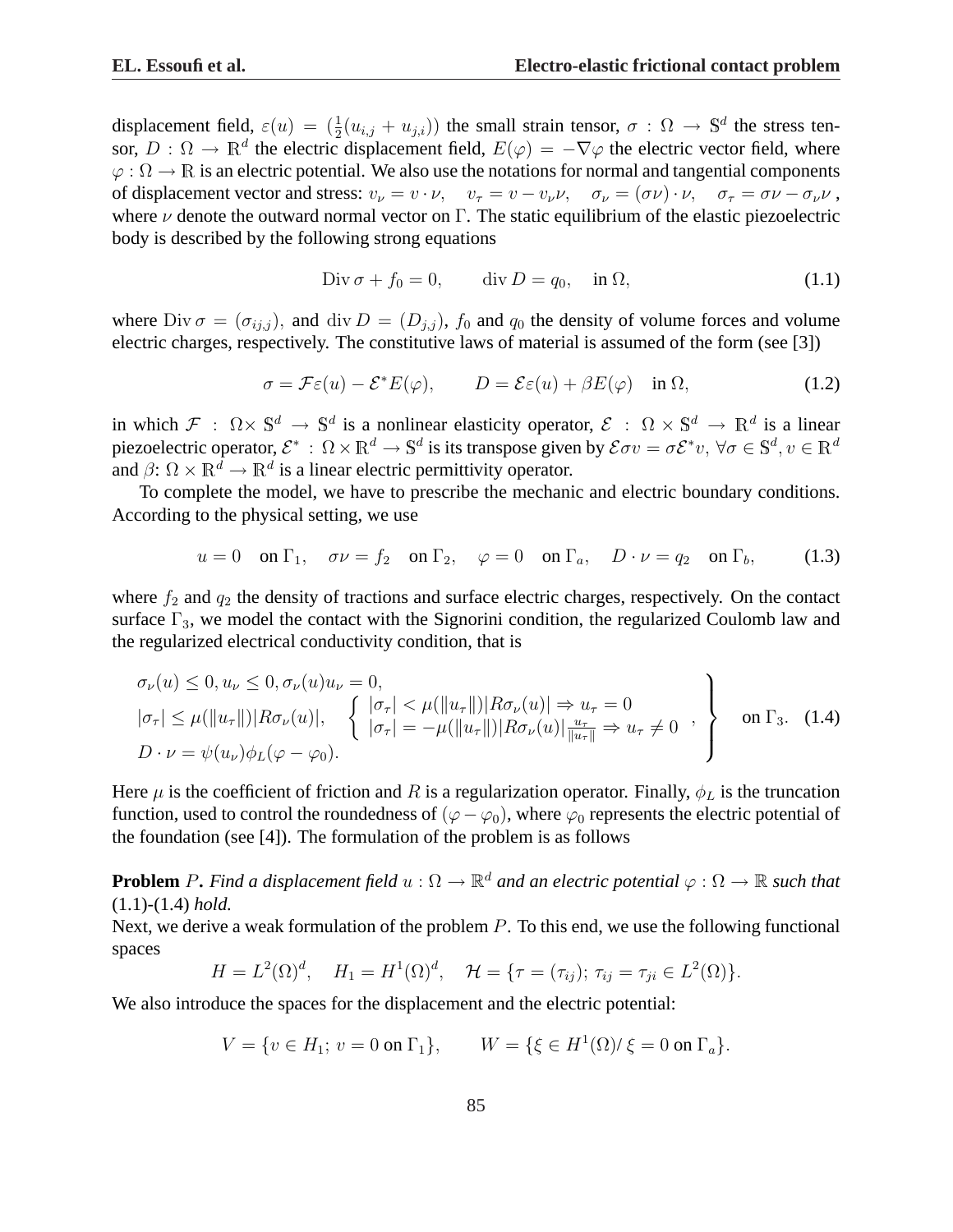displacement field, $\varepsilon(u) = (\frac{1}{2}(u_{i,j} + u_{j,i}))$ the small strain tensor, $\sigma : \Omega \to \mathbb{S}^d$ the stress tensor, $D : \Omega \to \mathbb{R}^d$ the electric displacement field, $E(\varphi) = -\nabla\varphi$ the electric vector field, where $\varphi : \Omega \to \mathbb{R}$ is an electric potential. We also use the notations for normal and tangential components of displacement vector and stress: $v_\nu = v \cdot \nu, \quad v_\tau = v - v_\nu \nu, \quad \sigma_\nu = (\sigma\nu)\cdot\nu, \quad \sigma_\tau = \sigma\nu - \sigma_\nu \nu$, where $\nu$ denote the outward normal vector on $\Gamma$. The static equilibrium of the elastic piezoelectric body is described by the following strong equations

$$\operatorname{Div}\sigma + f_0 = 0, \qquad \operatorname{div} D = q_0, \quad \text{in } \Omega, \tag{1.1}$$

where $\operatorname{Div}\sigma = (\sigma_{ij,j})$, and $\operatorname{div} D = (D_{j,j})$, $f_0$ and $q_0$ the density of volume forces and volume electric charges, respectively. The constitutive laws of material is assumed of the form (see [3])

$$\sigma = \mathcal{F}\varepsilon(u) - \mathcal{E}^* E(\varphi), \qquad D = \mathcal{E}\varepsilon(u) + \beta E(\varphi) \quad \text{in } \Omega, \tag{1.2}$$

in which $\mathcal{F} : \Omega \times \mathbb{S}^d \to \mathbb{S}^d$ is a nonlinear elasticity operator, $\mathcal{E} : \Omega \times \mathbb{S}^d \to \mathbb{R}^d$ is a linear piezoelectric operator, $\mathcal{E}^* : \Omega \times \mathbb{R}^d \to \mathbb{S}^d$ is its transpose given by $\mathcal{E}\sigma v = \sigma\mathcal{E}^* v, \ \forall \sigma \in \mathbb{S}^d, v \in \mathbb{R}^d$ and $\beta$: $\Omega \times \mathbb{R}^d \to \mathbb{R}^d$ is a linear electric permittivity operator.

To complete the model, we have to prescribe the mechanic and electric boundary conditions. According to the physical setting, we use

$$u = 0 \quad \text{on } \Gamma_1, \quad \sigma\nu = f_2 \quad \text{on } \Gamma_2, \quad \varphi = 0 \quad \text{on } \Gamma_a, \quad D\cdot\nu = q_2 \quad \text{on } \Gamma_b, \tag{1.3}$$

where $f_2$ and $q_2$ the density of tractions and surface electric charges, respectively. On the contact surface $\Gamma_3$, we model the contact with the Signorini condition, the regularized Coulomb law and the regularized electrical conductivity condition, that is

$$\left.\begin{array}{l} \sigma_\nu(u) \le 0, u_\nu \le 0, \sigma_\nu(u)u_\nu = 0, \\ |\sigma_\tau| \le \mu(\|u_\tau\|)|R\sigma_\nu(u)|, \quad \left\{ \begin{array}{l} |\sigma_\tau| < \mu(\|u_\tau\|)|R\sigma_\nu(u)| \Rightarrow u_\tau = 0 \\ |\sigma_\tau| = -\mu(\|u_\tau\|)|R\sigma_\nu(u)|\frac{u_\tau}{\|u_\tau\|} \Rightarrow u_\tau \neq 0 \end{array} \right. , \\ D\cdot\nu = \psi(u_\nu)\phi_L(\varphi - \varphi_0). \end{array}\right\} \quad \text{on } \Gamma_3. \tag{1.4}$$

Here $\mu$ is the coefficient of friction and $R$ is a regularization operator. Finally, $\phi_L$ is the truncation function, used to control the roundedness of $(\varphi - \varphi_0)$, where $\varphi_0$ represents the electric potential of the foundation (see [4]). The formulation of the problem is as follows

**Problem** $P$**.** *Find a displacement field $u : \Omega \to \mathbb{R}^d$ and an electric potential $\varphi : \Omega \to \mathbb{R}$ such that* (1.1)-(1.4) *hold.*

Next, we derive a weak formulation of the problem $P$. To this end, we use the following functional spaces

$$H = L^2(\Omega)^d, \quad H_1 = H^1(\Omega)^d, \quad \mathcal{H} = \{\tau = (\tau_{ij});\ \tau_{ij} = \tau_{ji} \in L^2(\Omega)\}.$$

We also introduce the spaces for the displacement and the electric potential:

$$V = \{v \in H_1;\ v = 0 \text{ on } \Gamma_1\}, \qquad W = \{\xi \in H^1(\Omega)/\ \xi = 0 \text{ on } \Gamma_a\}.$$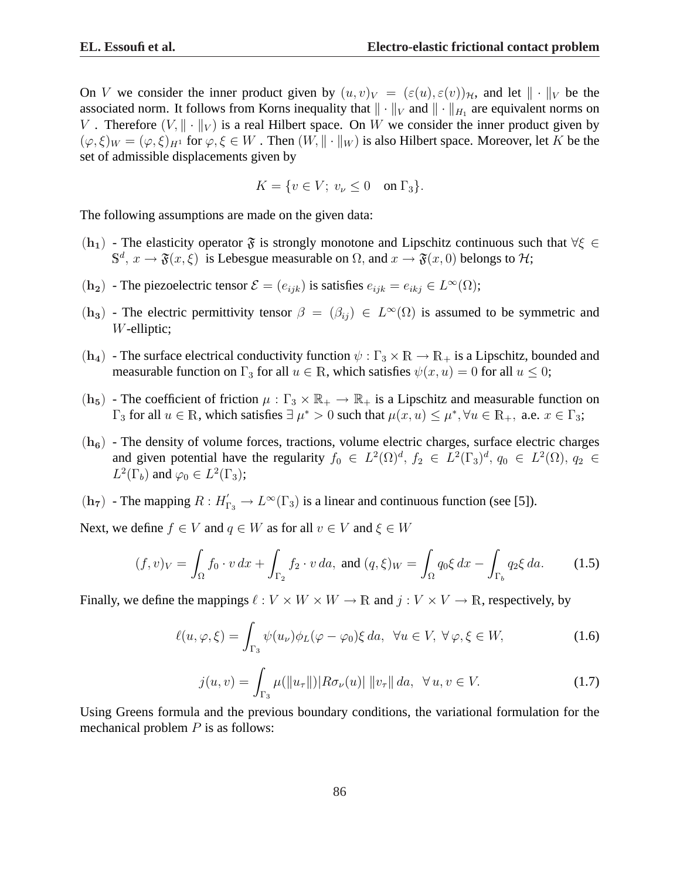On $V$ we consider the inner product given by $(u, v)_V = (\varepsilon(u), \varepsilon(v))_{\mathcal{H}}$, and let $\| \cdot \|_V$ be the associated norm. It follows from Korns inequality that $\| \cdot \|_V$ and $\| \cdot \|_{H_1}$ are equivalent norms on $V$. Therefore $(V, \| \cdot \|_V)$ is a real Hilbert space. On $W$ we consider the inner product given by $(\varphi, \xi)_W = (\varphi, \xi)_{H^1}$ for $\varphi, \xi \in W$. Then $(W, \| \cdot \|_W)$ is also Hilbert space. Moreover, let $K$ be the set of admissible displacements given by

$$K = \{v \in V;\ v_\nu \leq 0 \quad \text{on } \Gamma_3\}.$$

The following assumptions are made on the given data:

- $(\mathbf{h_1})$ - The elasticity operator $\mathfrak{F}$ is strongly monotone and Lipschitz continuous such that $\forall \xi \in \mathbb{S}^d$, $x \to \mathfrak{F}(x, \xi)$ is Lebesgue measurable on $\Omega$, and $x \to \mathfrak{F}(x, 0)$ belongs to $\mathcal{H}$;
- $(\mathbf{h_2})$ - The piezoelectric tensor $\mathcal{E} = (e_{ijk})$ is satisfies $e_{ijk} = e_{ikj} \in L^\infty(\Omega)$;
- $(\mathbf{h_3})$ - The electric permittivity tensor $\beta = (\beta_{ij}) \in L^\infty(\Omega)$ is assumed to be symmetric and $W$-elliptic;
- $(\mathbf{h_4})$ - The surface electrical conductivity function $\psi : \Gamma_3 \times \mathbb{R} \to \mathbb{R}_+$ is a Lipschitz, bounded and measurable function on $\Gamma_3$ for all $u \in \mathbb{R}$, which satisfies $\psi(x, u) = 0$ for all $u \leq 0$;
- $(\mathbf{h_5})$ - The coefficient of friction $\mu : \Gamma_3 \times \mathbb{R}_+ \to \mathbb{R}_+$ is a Lipschitz and measurable function on $\Gamma_3$ for all $u \in \mathbb{R}$, which satisfies $\exists\, \mu^* > 0$ such that $\mu(x, u) \leq \mu^*, \forall u \in \mathbb{R}_+,$ a.e. $x \in \Gamma_3$;
- $(\mathbf{h_6})$ - The density of volume forces, tractions, volume electric charges, surface electric charges and given potential have the regularity $f_0 \in L^2(\Omega)^d$, $f_2 \in L^2(\Gamma_3)^d$, $q_0 \in L^2(\Omega)$, $q_2 \in L^2(\Gamma_b)$ and $\varphi_0 \in L^2(\Gamma_3)$;
- $(\mathbf{h_7})$ - The mapping $R : H'_{\Gamma_3} \to L^\infty(\Gamma_3)$ is a linear and continuous function (see [5]).

Next, we define $f \in V$ and $q \in W$ as for all $v \in V$ and $\xi \in W$

$$(f, v)_V = \int_\Omega f_0 \cdot v\, dx + \int_{\Gamma_2} f_2 \cdot v\, da, \text{ and } (q, \xi)_W = \int_\Omega q_0 \xi\, dx - \int_{\Gamma_b} q_2 \xi\, da. \tag{1.5}$$

Finally, we define the mappings $\ell : V \times W \times W \to \mathbb{R}$ and $j : V \times V \to \mathbb{R}$, respectively, by

$$\ell(u, \varphi, \xi) = \int_{\Gamma_3} \psi(u_\nu) \phi_L(\varphi - \varphi_0) \xi\, da, \ \ \forall u \in V,\ \forall\, \varphi, \xi \in W, \tag{1.6}$$

$$j(u, v) = \int_{\Gamma_3} \mu(\|u_\tau\|) |R\sigma_\nu(u)|\, \|v_\tau\|\, da, \ \ \forall\, u, v \in V. \tag{1.7}$$

Using Greens formula and the previous boundary conditions, the variational formulation for the mechanical problem $P$ is as follows: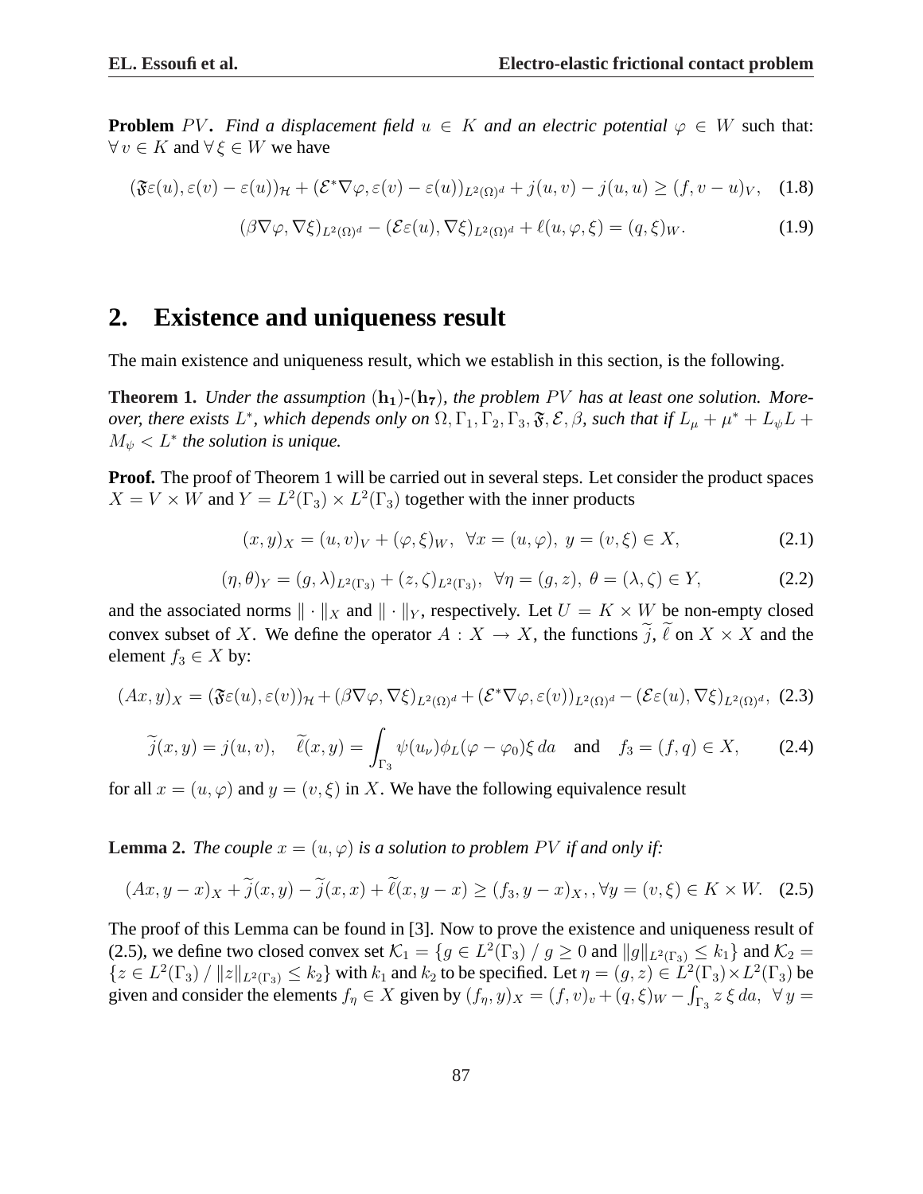**Problem** $PV$. *Find a displacement field* $u \in K$ *and an electric potential* $\varphi \in W$ such that: $\forall\, v \in K$ and $\forall\, \xi \in W$ we have

$$(\mathfrak{F}\varepsilon(u), \varepsilon(v) - \varepsilon(u))_{\mathcal{H}} + (\mathcal{E}^{*}\nabla\varphi, \varepsilon(v) - \varepsilon(u))_{L^2(\Omega)^d} + j(u,v) - j(u,u) \geq (f, v-u)_V, \quad (1.8)$$

$$(\beta\nabla\varphi, \nabla\xi)_{L^2(\Omega)^d} - (\mathcal{E}\varepsilon(u), \nabla\xi)_{L^2(\Omega)^d} + \ell(u,\varphi,\xi) = (q,\xi)_W. \quad (1.9)$$

## 2. Existence and uniqueness result

The main existence and uniqueness result, which we establish in this section, is the following.

**Theorem 1.** *Under the assumption* $(\mathbf{h_1})$-$(\mathbf{h_7})$*, the problem* $PV$ *has at least one solution. Moreover, there exists* $L^*$*, which depends only on* $\Omega, \Gamma_1, \Gamma_2, \Gamma_3, \mathfrak{F}, \mathcal{E}, \beta$*, such that if* $L_\mu + \mu^* + L_\psi L + M_\psi < L^*$ *the solution is unique.*

**Proof.** The proof of Theorem 1 will be carried out in several steps. Let consider the product spaces $X = V \times W$ and $Y = L^2(\Gamma_3) \times L^2(\Gamma_3)$ together with the inner products

$$(x,y)_X = (u,v)_V + (\varphi,\xi)_W, \;\; \forall x = (u,\varphi),\; y = (v,\xi) \in X, \quad (2.1)$$

$$(\eta,\theta)_Y = (g,\lambda)_{L^2(\Gamma_3)} + (z,\zeta)_{L^2(\Gamma_3)}, \;\; \forall \eta = (g,z),\; \theta = (\lambda,\zeta) \in Y, \quad (2.2)$$

and the associated norms $\|\cdot\|_X$ and $\|\cdot\|_Y$, respectively. Let $U = K \times W$ be non-empty closed convex subset of $X$. We define the operator $A : X \to X$, the functions $\widetilde{j}$, $\widetilde{\ell}$ on $X \times X$ and the element $f_3 \in X$ by:

$$(Ax,y)_X = (\mathfrak{F}\varepsilon(u), \varepsilon(v))_{\mathcal{H}} + (\beta\nabla\varphi, \nabla\xi)_{L^2(\Omega)^d} + (\mathcal{E}^*\nabla\varphi, \varepsilon(v))_{L^2(\Omega)^d} - (\mathcal{E}\varepsilon(u), \nabla\xi)_{L^2(\Omega)^d}, \quad (2.3)$$

$$\widetilde{j}(x,y) = j(u,v), \quad \widetilde{\ell}(x,y) = \int_{\Gamma_3} \psi(u_\nu)\phi_L(\varphi - \varphi_0)\xi \, da \quad \text{and} \quad f_3 = (f,q) \in X, \quad (2.4)$$

for all $x = (u,\varphi)$ and $y = (v,\xi)$ in $X$. We have the following equivalence result

**Lemma 2.** *The couple* $x = (u,\varphi)$ *is a solution to problem* $PV$ *if and only if:*

$$(Ax, y-x)_X + \widetilde{j}(x,y) - \widetilde{j}(x,x) + \widetilde{\ell}(x, y-x) \geq (f_3, y-x)_X, , \forall y = (v,\xi) \in K \times W. \quad (2.5)$$

The proof of this Lemma can be found in [3]. Now to prove the existence and uniqueness result of (2.5), we define two closed convex set $\mathcal{K}_1 = \{g \in L^2(\Gamma_3) \,/\, g \geq 0 \text{ and } \|g\|_{L^2(\Gamma_3)} \leq k_1\}$ and $\mathcal{K}_2 = \{z \in L^2(\Gamma_3) \,/\, \|z\|_{L^2(\Gamma_3)} \leq k_2\}$ with $k_1$ and $k_2$ to be specified. Let $\eta = (g,z) \in L^2(\Gamma_3) \times L^2(\Gamma_3)$ be given and consider the elements $f_\eta \in X$ given by $(f_\eta, y)_X = (f,v)_v + (q,\xi)_W - \int_{\Gamma_3} z\,\xi\, da, \;\; \forall\, y =$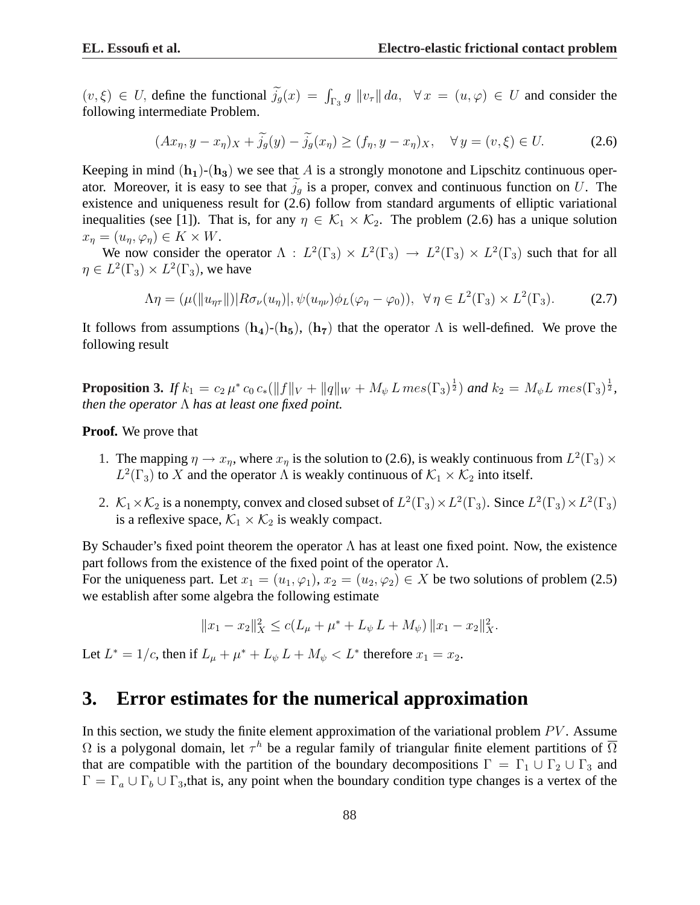$(v,\xi) \in U$, define the functional $\widetilde{j}_g(x) = \int_{\Gamma_3} g \, \|v_\tau\| \, da, \quad \forall \, x = (u,\varphi) \in U$ and consider the following intermediate Problem.

$$(Ax_\eta, y - x_\eta)_X + \widetilde{j}_g(y) - \widetilde{j}_g(x_\eta) \geq (f_\eta, y - x_\eta)_X, \quad \forall \, y = (v,\xi) \in U. \tag{2.6}$$

Keeping in mind $(\mathbf{h_1})$-$(\mathbf{h_3})$ we see that $A$ is a strongly monotone and Lipschitz continuous operator. Moreover, it is easy to see that $\widetilde{j}_g$ is a proper, convex and continuous function on $U$. The existence and uniqueness result for (2.6) follow from standard arguments of elliptic variational inequalities (see [1]). That is, for any $\eta \in \mathcal{K}_1 \times \mathcal{K}_2$. The problem (2.6) has a unique solution $x_\eta = (u_\eta, \varphi_\eta) \in K \times W$.

We now consider the operator $\Lambda : L^2(\Gamma_3) \times L^2(\Gamma_3) \to L^2(\Gamma_3) \times L^2(\Gamma_3)$ such that for all $\eta \in L^2(\Gamma_3) \times L^2(\Gamma_3)$, we have

$$\Lambda\eta = (\mu(\|u_{\eta\tau}\|)|R\sigma_\nu(u_\eta)|, \psi(u_{\eta\nu})\phi_L(\varphi_\eta - \varphi_0)), \;\; \forall \, \eta \in L^2(\Gamma_3) \times L^2(\Gamma_3). \tag{2.7}$$

It follows from assumptions $(\mathbf{h_4})$-$(\mathbf{h_5})$, $(\mathbf{h_7})$ that the operator $\Lambda$ is well-defined. We prove the following result

**Proposition 3.** *If $k_1 = c_2 \, \mu^* \, c_0 \, c_*(\|f\|_V + \|q\|_W + M_\psi \, L \, mes(\Gamma_3)^{\frac{1}{2}})$ and $k_2 = M_\psi L \; mes(\Gamma_3)^{\frac{1}{2}}$, then the operator $\Lambda$ has at least one fixed point.*

**Proof.** We prove that

1. The mapping $\eta \to x_\eta$, where $x_\eta$ is the solution to (2.6), is weakly continuous from $L^2(\Gamma_3) \times L^2(\Gamma_3)$ to $X$ and the operator $\Lambda$ is weakly continuous of $\mathcal{K}_1 \times \mathcal{K}_2$ into itself.

2. $\mathcal{K}_1 \times \mathcal{K}_2$ is a nonempty, convex and closed subset of $L^2(\Gamma_3) \times L^2(\Gamma_3)$. Since $L^2(\Gamma_3) \times L^2(\Gamma_3)$ is a reflexive space, $\mathcal{K}_1 \times \mathcal{K}_2$ is weakly compact.

By Schauder's fixed point theorem the operator $\Lambda$ has at least one fixed point. Now, the existence part follows from the existence of the fixed point of the operator $\Lambda$.

For the uniqueness part. Let $x_1 = (u_1, \varphi_1)$, $x_2 = (u_2, \varphi_2) \in X$ be two solutions of problem (2.5) we establish after some algebra the following estimate

$$\|x_1 - x_2\|_X^2 \leq c(L_\mu + \mu^* + L_\psi \, L + M_\psi) \, \|x_1 - x_2\|_X^2.$$

Let $L^* = 1/c$, then if $L_\mu + \mu^* + L_\psi \, L + M_\psi < L^*$ therefore $x_1 = x_2$.

## 3. Error estimates for the numerical approximation

In this section, we study the finite element approximation of the variational problem $PV$. Assume $\Omega$ is a polygonal domain, let $\tau^h$ be a regular family of triangular finite element partitions of $\overline{\Omega}$ that are compatible with the partition of the boundary decompositions $\Gamma = \Gamma_1 \cup \Gamma_2 \cup \Gamma_3$ and $\Gamma = \Gamma_a \cup \Gamma_b \cup \Gamma_3$,that is, any point when the boundary condition type changes is a vertex of the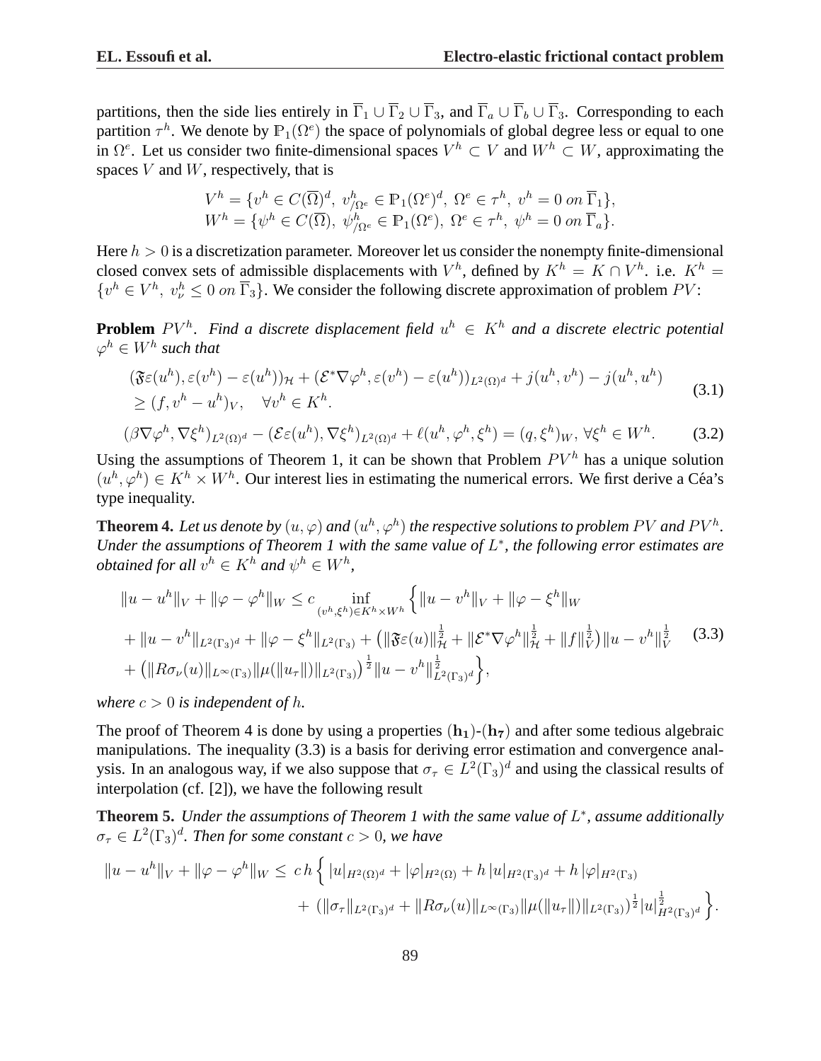partitions, then the side lies entirely in $\overline{\Gamma}_1 \cup \overline{\Gamma}_2 \cup \overline{\Gamma}_3$, and $\overline{\Gamma}_a \cup \overline{\Gamma}_b \cup \overline{\Gamma}_3$. Corresponding to each partition $\tau^h$. We denote by $\mathbb{P}_1(\Omega^e)$ the space of polynomials of global degree less or equal to one in $\Omega^e$. Let us consider two finite-dimensional spaces $V^h \subset V$ and $W^h \subset W$, approximating the spaces $V$ and $W$, respectively, that is

$$
\begin{aligned}
V^h &= \{v^h \in C(\overline{\Omega})^d,\ v^h_{/\Omega^e} \in \mathbb{P}_1(\Omega^e)^d,\ \Omega^e \in \tau^h,\ v^h = 0 \ on\ \overline{\Gamma}_1\},\\
W^h &= \{\psi^h \in C(\overline{\Omega}),\ \psi^h_{/\Omega^e} \in \mathbb{P}_1(\Omega^e),\ \Omega^e \in \tau^h,\ \psi^h = 0 \ on\ \overline{\Gamma}_a\}.
\end{aligned}
$$

Here $h > 0$ is a discretization parameter. Moreover let us consider the nonempty finite-dimensional closed convex sets of admissible displacements with $V^h$, defined by $K^h = K \cap V^h$. i.e. $K^h = \{v^h \in V^h,\ v^h_\nu \leq 0 \ on\ \overline{\Gamma}_3\}$. We consider the following discrete approximation of problem $PV$:

**Problem** $PV^h$. *Find a discrete displacement field $u^h \in K^h$ and a discrete electric potential $\varphi^h \in W^h$ such that*

$$
\begin{aligned}
&(\mathfrak{F}\varepsilon(u^h), \varepsilon(v^h) - \varepsilon(u^h))_{\mathcal{H}} + (\mathcal{E}^*\nabla\varphi^h, \varepsilon(v^h) - \varepsilon(u^h))_{L^2(\Omega)^d} + j(u^h, v^h) - j(u^h, u^h)\\
&\geq (f, v^h - u^h)_V, \quad \forall v^h \in K^h.
\end{aligned}
\tag{3.1}
$$

$$
(\beta\nabla\varphi^h, \nabla\xi^h)_{L^2(\Omega)^d} - (\mathcal{E}\varepsilon(u^h), \nabla\xi^h)_{L^2(\Omega)^d} + \ell(u^h, \varphi^h, \xi^h) = (q, \xi^h)_W,\ \forall\xi^h \in W^h. \tag{3.2}
$$

Using the assumptions of Theorem 1, it can be shown that Problem $PV^h$ has a unique solution $(u^h, \varphi^h) \in K^h \times W^h$. Our interest lies in estimating the numerical errors. We first derive a Céa's type inequality.

**Theorem 4.** *Let us denote by $(u, \varphi)$ and $(u^h, \varphi^h)$ the respective solutions to problem $PV$ and $PV^h$. Under the assumptions of Theorem 1 with the same value of $L^*$, the following error estimates are obtained for all $v^h \in K^h$ and $\psi^h \in W^h$,*

$$
\begin{aligned}
&\|u - u^h\|_V + \|\varphi - \varphi^h\|_W \leq c \inf_{(v^h,\xi^h)\in K^h\times W^h} \Big\{ \|u - v^h\|_V + \|\varphi - \xi^h\|_W\\
&+ \|u - v^h\|_{L^2(\Gamma_3)^d} + \|\varphi - \xi^h\|_{L^2(\Gamma_3)} + \big(\|\mathfrak{F}\varepsilon(u)\|^{\frac{1}{2}}_{\mathcal{H}} + \|\mathcal{E}^*\nabla\varphi^h\|^{\frac{1}{2}}_{\mathcal{H}} + \|f\|^{\frac{1}{2}}_V\big)\|u - v^h\|^{\frac{1}{2}}_V\\
&+ \big(\|R\sigma_\nu(u)\|_{L^\infty(\Gamma_3)}\|\mu(\|u_\tau\|)\|_{L^2(\Gamma_3)}\big)^{\frac{1}{2}}\|u - v^h\|^{\frac{1}{2}}_{L^2(\Gamma_3)^d}\Big\},
\end{aligned}
\tag{3.3}
$$

*where $c > 0$ is independent of $h$.*

The proof of Theorem 4 is done by using a properties $(\mathbf{h_1})$-$(\mathbf{h_7})$ and after some tedious algebraic manipulations. The inequality (3.3) is a basis for deriving error estimation and convergence analysis. In an analogous way, if we also suppose that $\sigma_\tau \in L^2(\Gamma_3)^d$ and using the classical results of interpolation (cf. [2]), we have the following result

**Theorem 5.** *Under the assumptions of Theorem 1 with the same value of $L^*$, assume additionally $\sigma_\tau \in L^2(\Gamma_3)^d$. Then for some constant $c > 0$, we have*

$$
\begin{aligned}
\|u - u^h\|_V + \|\varphi - \varphi^h\|_W \leq\ & c\, h \Big\{ |u|_{H^2(\Omega)^d} + |\varphi|_{H^2(\Omega)} + h\,|u|_{H^2(\Gamma_3)^d} + h\,|\varphi|_{H^2(\Gamma_3)}\\
&+ \big(\|\sigma_\tau\|_{L^2(\Gamma_3)^d} + \|R\sigma_\nu(u)\|_{L^\infty(\Gamma_3)}\|\mu(\|u_\tau\|)\|_{L^2(\Gamma_3)}\big)^{\frac{1}{2}}|u|^{\frac{1}{2}}_{H^2(\Gamma_3)^d}\Big\}.
\end{aligned}
$$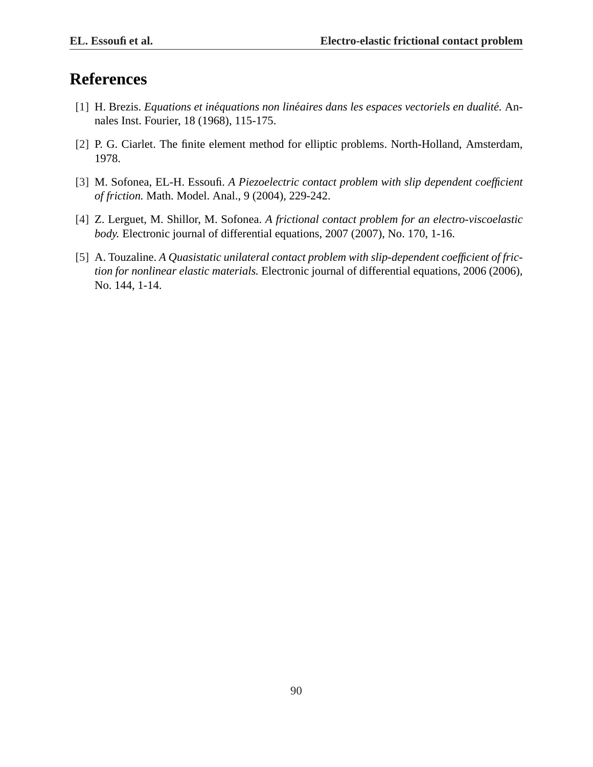## References

[1] H. Brezis. *Equations et inéquations non linéaires dans les espaces vectoriels en dualité.* Annales Inst. Fourier, 18 (1968), 115-175.

[2] P. G. Ciarlet. The finite element method for elliptic problems. North-Holland, Amsterdam, 1978.

[3] M. Sofonea, EL-H. Essoufi. *A Piezoelectric contact problem with slip dependent coefficient of friction.* Math. Model. Anal., 9 (2004), 229-242.

[4] Z. Lerguet, M. Shillor, M. Sofonea. *A frictional contact problem for an electro-viscoelastic body.* Electronic journal of differential equations, 2007 (2007), No. 170, 1-16.

[5] A. Touzaline. *A Quasistatic unilateral contact problem with slip-dependent coefficient of friction for nonlinear elastic materials.* Electronic journal of differential equations, 2006 (2006), No. 144, 1-14.